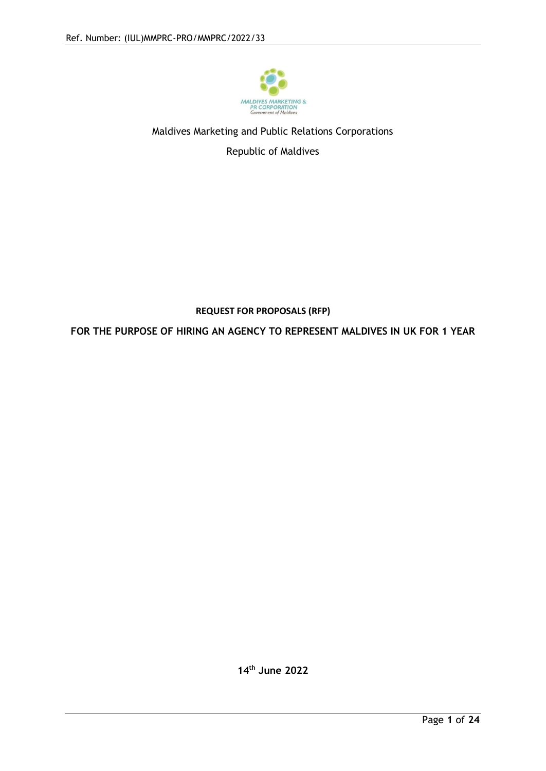Maldives Marketing and Public Relations Corporations

Republic of Maldives

**REQUEST FOR PROPOSALS (RFP)**

**FOR THE PURPOSE OF HIRING AN AGENCY TO REPRESENT MALDIVES IN UK FOR 1 YEAR**

**14th June 2022**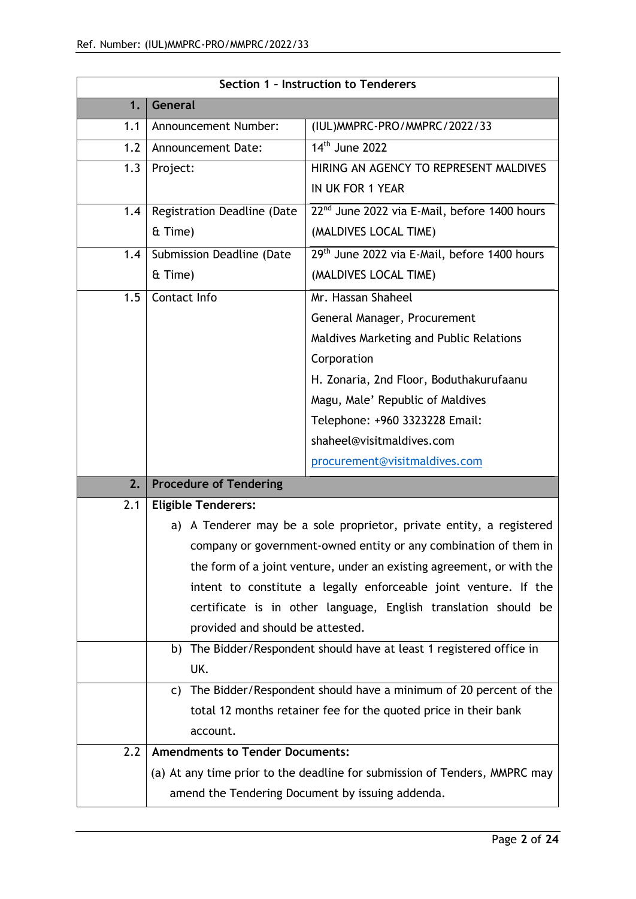| Section 1 – Instruction to Tenderers | | |
|---|---|---|
| **1.** | **General** | |
| 1.1 | Announcement Number: | (IUL)MMPRC-PRO/MMPRC/2022/33 |
| 1.2 | Announcement Date: | 14th June 2022 |
| 1.3 | Project: | HIRING AN AGENCY TO REPRESENT MALDIVES IN UK FOR 1 YEAR |
| 1.4 | Registration Deadline (Date & Time) | 22nd June 2022 via E-Mail, before 1400 hours (MALDIVES LOCAL TIME) |
| 1.4 | Submission Deadline (Date & Time) | 29th June 2022 via E-Mail, before 1400 hours (MALDIVES LOCAL TIME) |
| 1.5 | Contact Info | Mr. Hassan Shaheel<br>General Manager, Procurement<br>Maldives Marketing and Public Relations Corporation<br>H. Zonaria, 2nd Floor, Boduthakurufaanu Magu, Male' Republic of Maldives<br>Telephone: +960 3323228 Email: shaheel@visitmaldives.com<br>procurement@visitmaldives.com |
| **2.** | **Procedure of Tendering** | |
| 2.1 | **Eligible Tenderers:**<br>a) A Tenderer may be a sole proprietor, private entity, a registered company or government-owned entity or any combination of them in the form of a joint venture, under an existing agreement, or with the intent to constitute a legally enforceable joint venture. If the certificate is in other language, English translation should be provided and should be attested. | |
| | b) The Bidder/Respondent should have at least 1 registered office in UK. | |
| | c) The Bidder/Respondent should have a minimum of 20 percent of the total 12 months retainer fee for the quoted price in their bank account. | |
| 2.2 | **Amendments to Tender Documents:**<br>(a) At any time prior to the deadline for submission of Tenders, MMPRC may amend the Tendering Document by issuing addenda. | |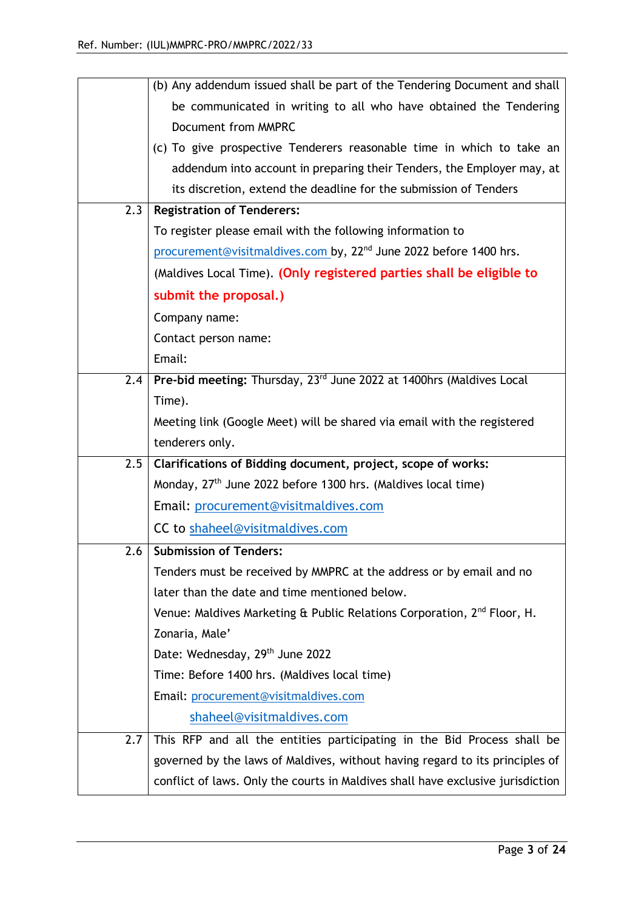| | |
|---|---|
| | (b) Any addendum issued shall be part of the Tendering Document and shall be communicated in writing to all who have obtained the Tendering Document from MMPRC<br>(c) To give prospective Tenderers reasonable time in which to take an addendum into account in preparing their Tenders, the Employer may, at its discretion, extend the deadline for the submission of Tenders |
| 2.3 | **Registration of Tenderers:**<br>To register please email with the following information to procurement@visitmaldives.com by, 22nd June 2022 before 1400 hrs. (Maldives Local Time). **(Only registered parties shall be eligible to submit the proposal.)**<br>Company name:<br>Contact person name:<br>Email: |
| 2.4 | **Pre-bid meeting:** Thursday, 23rd June 2022 at 1400hrs (Maldives Local Time).<br>Meeting link (Google Meet) will be shared via email with the registered tenderers only. |
| 2.5 | **Clarifications of Bidding document, project, scope of works:**<br>Monday, 27th June 2022 before 1300 hrs. (Maldives local time)<br>Email: procurement@visitmaldives.com<br>CC to shaheel@visitmaldives.com |
| 2.6 | **Submission of Tenders:**<br>Tenders must be received by MMPRC at the address or by email and no later than the date and time mentioned below.<br>Venue: Maldives Marketing & Public Relations Corporation, 2nd Floor, H. Zonaria, Male'<br>Date: Wednesday, 29th June 2022<br>Time: Before 1400 hrs. (Maldives local time)<br>Email: procurement@visitmaldives.com<br>shaheel@visitmaldives.com |
| 2.7 | This RFP and all the entities participating in the Bid Process shall be governed by the laws of Maldives, without having regard to its principles of conflict of laws. Only the courts in Maldives shall have exclusive jurisdiction |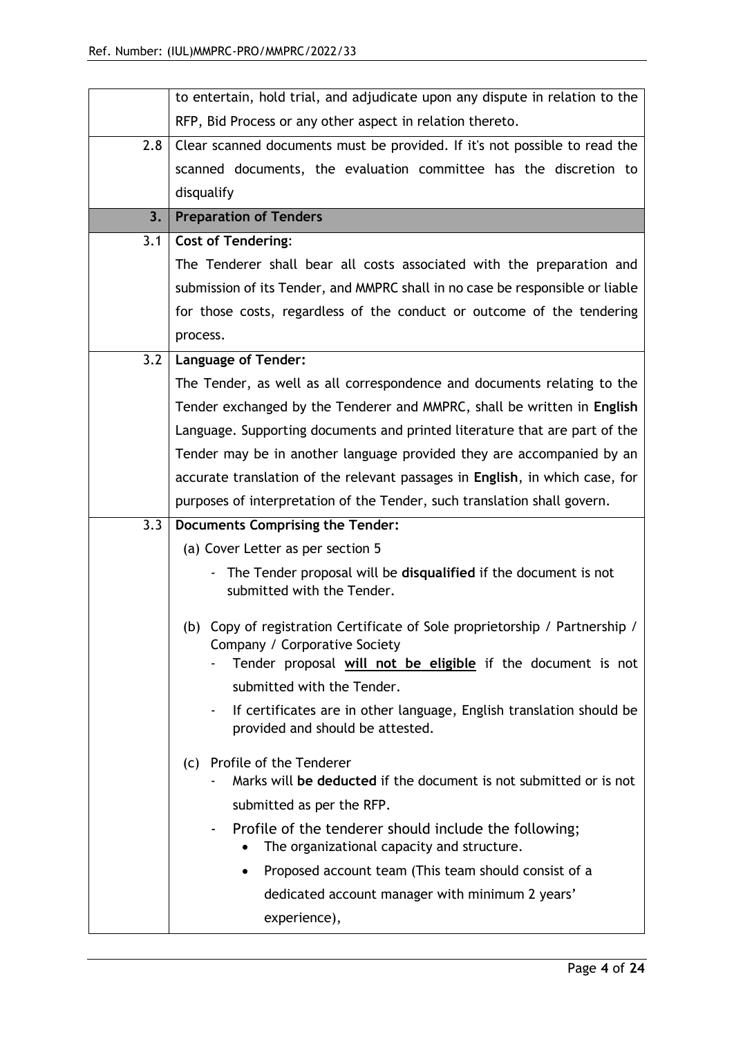| | |
|---|---|
| | to entertain, hold trial, and adjudicate upon any dispute in relation to the RFP, Bid Process or any other aspect in relation thereto. |
| 2.8 | Clear scanned documents must be provided. If it's not possible to read the scanned documents, the evaluation committee has the discretion to disqualify |
| **3.** | **Preparation of Tenders** |
| 3.1 | **Cost of Tendering**:<br>The Tenderer shall bear all costs associated with the preparation and submission of its Tender, and MMPRC shall in no case be responsible or liable for those costs, regardless of the conduct or outcome of the tendering process. |
| 3.2 | **Language of Tender:**<br>The Tender, as well as all correspondence and documents relating to the Tender exchanged by the Tenderer and MMPRC, shall be written in **English** Language. Supporting documents and printed literature that are part of the Tender may be in another language provided they are accompanied by an accurate translation of the relevant passages in **English**, in which case, for purposes of interpretation of the Tender, such translation shall govern. |
| 3.3 | **Documents Comprising the Tender:**<br>(a) Cover Letter as per section 5<br>- The Tender proposal will be **disqualified** if the document is not submitted with the Tender.<br><br>(b) Copy of registration Certificate of Sole proprietorship / Partnership / Company / Corporative Society<br>- Tender proposal **<u>will not be eligible</u>** if the document is not submitted with the Tender.<br>- If certificates are in other language, English translation should be provided and should be attested.<br><br>(c) Profile of the Tenderer<br>- Marks will **be deducted** if the document is not submitted or is not submitted as per the RFP.<br>- Profile of the tenderer should include the following;<br>• The organizational capacity and structure.<br>• Proposed account team (This team should consist of a dedicated account manager with minimum 2 years' experience), |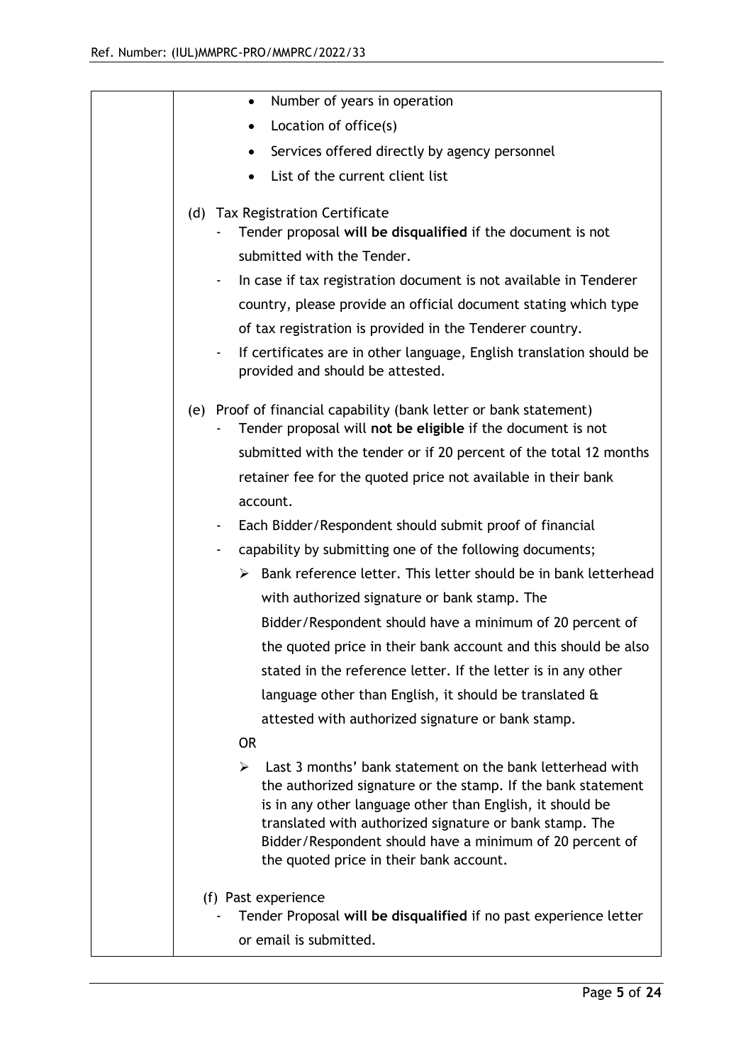| | - Number of years in operation<br>- Location of office(s)<br>- Services offered directly by agency personnel<br>- List of the current client list<br><br>(d) Tax Registration Certificate<br>- Tender proposal **will be disqualified** if the document is not submitted with the Tender.<br>- In case if tax registration document is not available in Tenderer country, please provide an official document stating which type of tax registration is provided in the Tenderer country.<br>- If certificates are in other language, English translation should be provided and should be attested.<br><br>(e) Proof of financial capability (bank letter or bank statement)<br>- Tender proposal will **not be eligible** if the document is not submitted with the tender or if 20 percent of the total 12 months retainer fee for the quoted price not available in their bank account.<br>- Each Bidder/Respondent should submit proof of financial<br>- capability by submitting one of the following documents;<br>➢ Bank reference letter. This letter should be in bank letterhead with authorized signature or bank stamp. The Bidder/Respondent should have a minimum of 20 percent of the quoted price in their bank account and this should be also stated in the reference letter. If the letter is in any other language other than English, it should be translated & attested with authorized signature or bank stamp.<br>OR<br>➢ Last 3 months' bank statement on the bank letterhead with the authorized signature or the stamp. If the bank statement is in any other language other than English, it should be translated with authorized signature or bank stamp. The Bidder/Respondent should have a minimum of 20 percent of the quoted price in their bank account.<br><br>(f) Past experience<br>- Tender Proposal **will be disqualified** if no past experience letter or email is submitted. |
|---|---|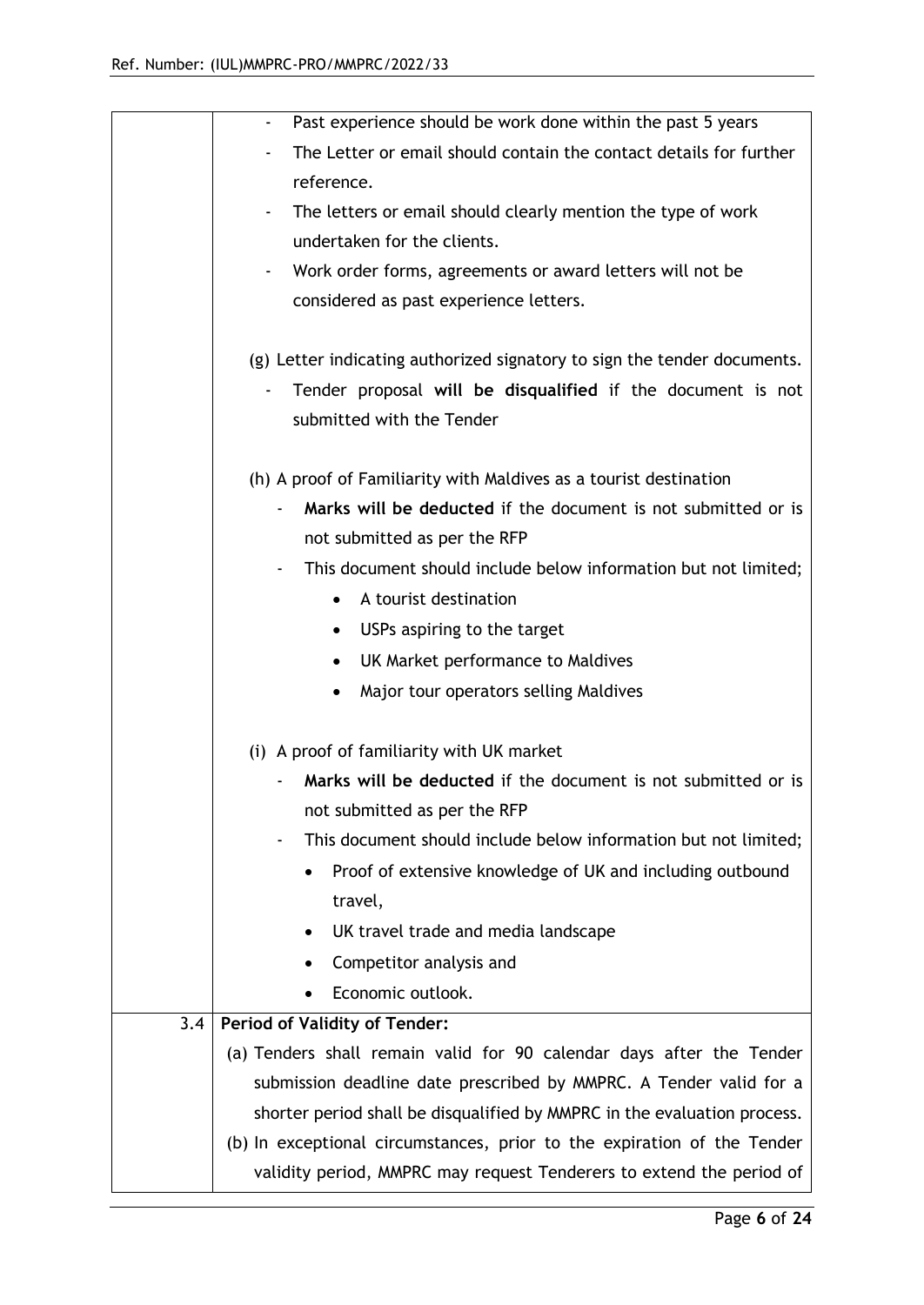| | |
|---|---|
| | - Past experience should be work done within the past 5 years<br>- The Letter or email should contain the contact details for further reference.<br>- The letters or email should clearly mention the type of work undertaken for the clients.<br>- Work order forms, agreements or award letters will not be considered as past experience letters.<br><br>(g) Letter indicating authorized signatory to sign the tender documents.<br>- Tender proposal **will be disqualified** if the document is not submitted with the Tender<br><br>(h) A proof of Familiarity with Maldives as a tourist destination<br>- **Marks will be deducted** if the document is not submitted or is not submitted as per the RFP<br>- This document should include below information but not limited;<br>• A tourist destination<br>• USPs aspiring to the target<br>• UK Market performance to Maldives<br>• Major tour operators selling Maldives<br><br>(i) A proof of familiarity with UK market<br>- **Marks will be deducted** if the document is not submitted or is not submitted as per the RFP<br>- This document should include below information but not limited;<br>• Proof of extensive knowledge of UK and including outbound travel,<br>• UK travel trade and media landscape<br>• Competitor analysis and<br>• Economic outlook. |
| 3.4 | **Period of Validity of Tender:**<br>(a) Tenders shall remain valid for 90 calendar days after the Tender submission deadline date prescribed by MMPRC. A Tender valid for a shorter period shall be disqualified by MMPRC in the evaluation process.<br>(b) In exceptional circumstances, prior to the expiration of the Tender validity period, MMPRC may request Tenderers to extend the period of |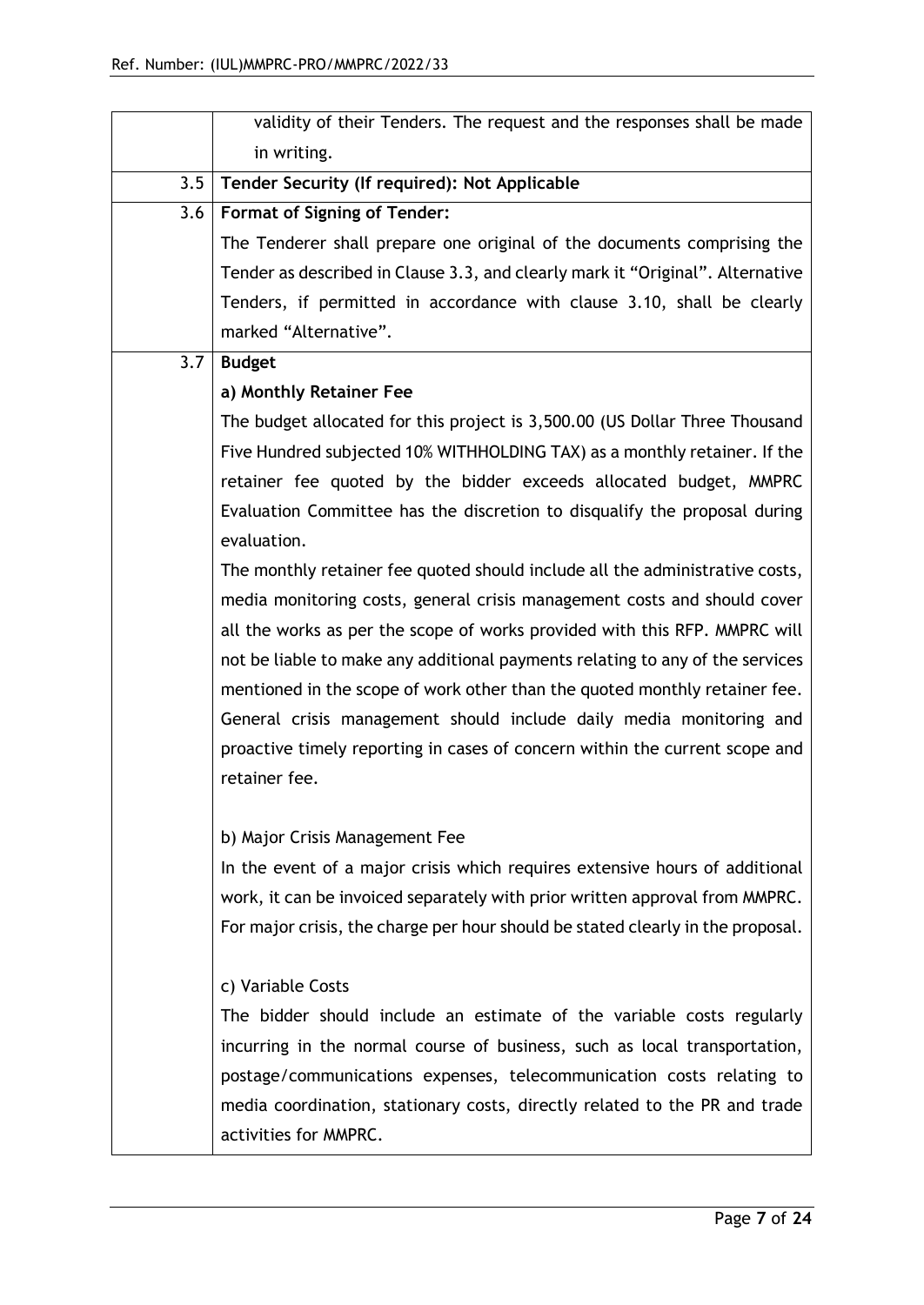| | |
|---|---|
| | validity of their Tenders. The request and the responses shall be made in writing. |
| 3.5 | **Tender Security (If required): Not Applicable** |
| 3.6 | **Format of Signing of Tender:**<br>The Tenderer shall prepare one original of the documents comprising the Tender as described in Clause 3.3, and clearly mark it "Original". Alternative Tenders, if permitted in accordance with clause 3.10, shall be clearly marked "Alternative". |
| 3.7 | **Budget**<br>**a) Monthly Retainer Fee**<br>The budget allocated for this project is 3,500.00 (US Dollar Three Thousand Five Hundred subjected 10% WITHHOLDING TAX) as a monthly retainer. If the retainer fee quoted by the bidder exceeds allocated budget, MMPRC Evaluation Committee has the discretion to disqualify the proposal during evaluation.<br>The monthly retainer fee quoted should include all the administrative costs, media monitoring costs, general crisis management costs and should cover all the works as per the scope of works provided with this RFP. MMPRC will not be liable to make any additional payments relating to any of the services mentioned in the scope of work other than the quoted monthly retainer fee. General crisis management should include daily media monitoring and proactive timely reporting in cases of concern within the current scope and retainer fee.<br><br>b) Major Crisis Management Fee<br>In the event of a major crisis which requires extensive hours of additional work, it can be invoiced separately with prior written approval from MMPRC. For major crisis, the charge per hour should be stated clearly in the proposal.<br><br>c) Variable Costs<br>The bidder should include an estimate of the variable costs regularly incurring in the normal course of business, such as local transportation, postage/communications expenses, telecommunication costs relating to media coordination, stationary costs, directly related to the PR and trade activities for MMPRC. |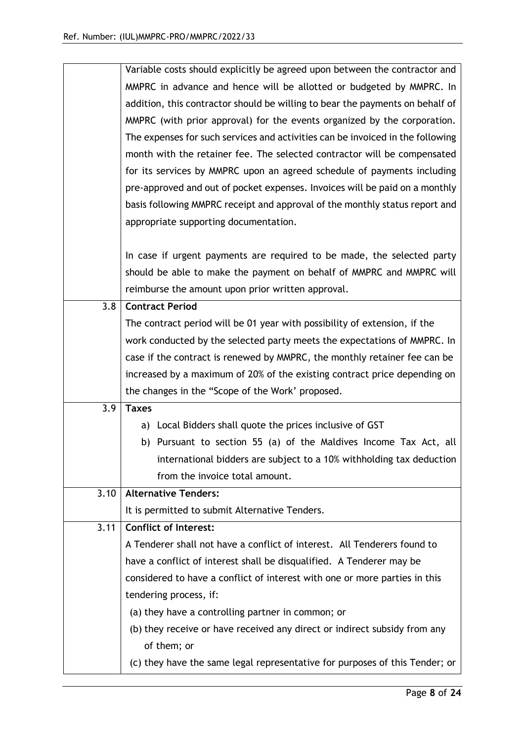| | |
|---|---|
| | Variable costs should explicitly be agreed upon between the contractor and MMPRC in advance and hence will be allotted or budgeted by MMPRC. In addition, this contractor should be willing to bear the payments on behalf of MMPRC (with prior approval) for the events organized by the corporation. The expenses for such services and activities can be invoiced in the following month with the retainer fee. The selected contractor will be compensated for its services by MMPRC upon an agreed schedule of payments including pre-approved and out of pocket expenses. Invoices will be paid on a monthly basis following MMPRC receipt and approval of the monthly status report and appropriate supporting documentation.<br><br>In case if urgent payments are required to be made, the selected party should be able to make the payment on behalf of MMPRC and MMPRC will reimburse the amount upon prior written approval. |
| 3.8 | **Contract Period**<br>The contract period will be 01 year with possibility of extension, if the work conducted by the selected party meets the expectations of MMPRC. In case if the contract is renewed by MMPRC, the monthly retainer fee can be increased by a maximum of 20% of the existing contract price depending on the changes in the "Scope of the Work' proposed. |
| 3.9 | **Taxes**<br>a) Local Bidders shall quote the prices inclusive of GST<br>b) Pursuant to section 55 (a) of the Maldives Income Tax Act, all international bidders are subject to a 10% withholding tax deduction from the invoice total amount. |
| 3.10 | **Alternative Tenders:**<br>It is permitted to submit Alternative Tenders. |
| 3.11 | **Conflict of Interest:**<br>A Tenderer shall not have a conflict of interest. All Tenderers found to have a conflict of interest shall be disqualified. A Tenderer may be considered to have a conflict of interest with one or more parties in this tendering process, if:<br>(a) they have a controlling partner in common; or<br>(b) they receive or have received any direct or indirect subsidy from any of them; or<br>(c) they have the same legal representative for purposes of this Tender; or |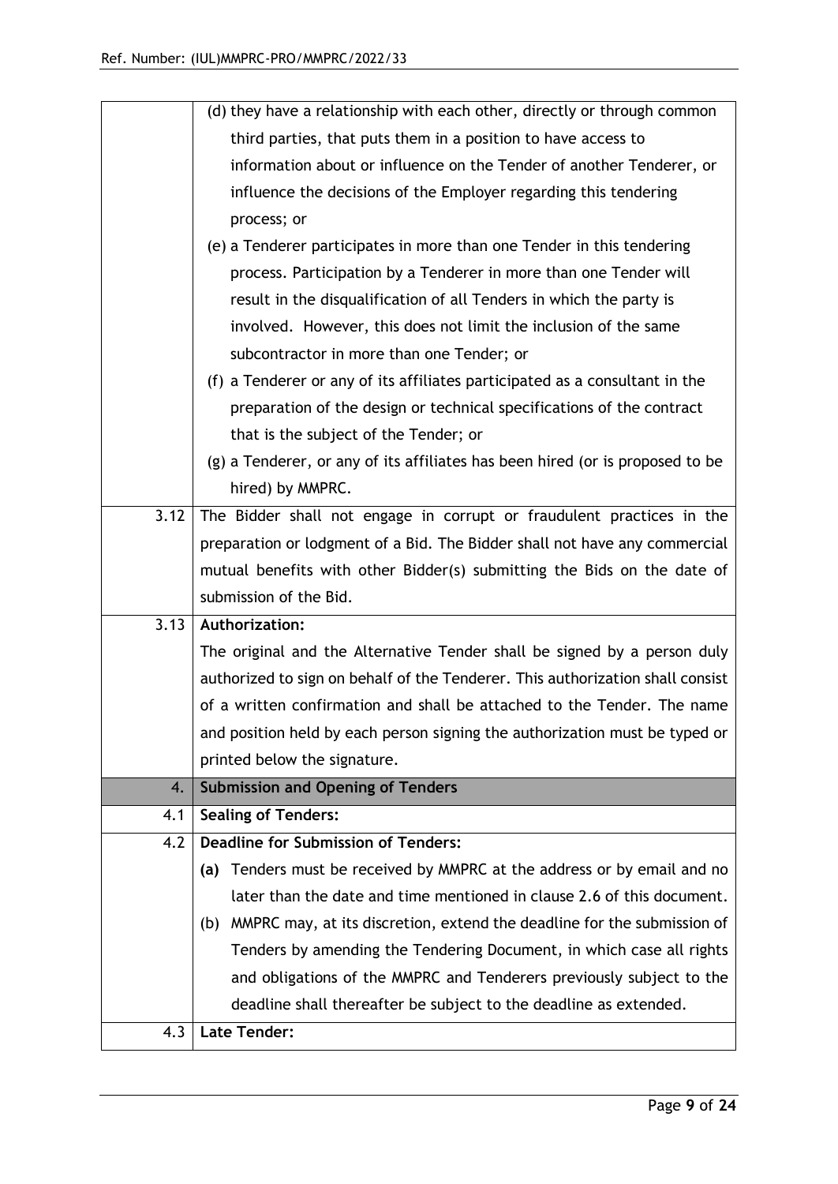| | |
|---|---|
| | (d) they have a relationship with each other, directly or through common third parties, that puts them in a position to have access to information about or influence on the Tender of another Tenderer, or influence the decisions of the Employer regarding this tendering process; or<br>(e) a Tenderer participates in more than one Tender in this tendering process. Participation by a Tenderer in more than one Tender will result in the disqualification of all Tenders in which the party is involved. However, this does not limit the inclusion of the same subcontractor in more than one Tender; or<br>(f) a Tenderer or any of its affiliates participated as a consultant in the preparation of the design or technical specifications of the contract that is the subject of the Tender; or<br>(g) a Tenderer, or any of its affiliates has been hired (or is proposed to be hired) by MMPRC. |
| 3.12 | The Bidder shall not engage in corrupt or fraudulent practices in the preparation or lodgment of a Bid. The Bidder shall not have any commercial mutual benefits with other Bidder(s) submitting the Bids on the date of submission of the Bid. |
| 3.13 | **Authorization:**<br>The original and the Alternative Tender shall be signed by a person duly authorized to sign on behalf of the Tenderer. This authorization shall consist of a written confirmation and shall be attached to the Tender. The name and position held by each person signing the authorization must be typed or printed below the signature. |
| 4. | **Submission and Opening of Tenders** |
| 4.1 | **Sealing of Tenders:** |
| 4.2 | **Deadline for Submission of Tenders:**<br>**(a)** Tenders must be received by MMPRC at the address or by email and no later than the date and time mentioned in clause 2.6 of this document.<br>(b) MMPRC may, at its discretion, extend the deadline for the submission of Tenders by amending the Tendering Document, in which case all rights and obligations of the MMPRC and Tenderers previously subject to the deadline shall thereafter be subject to the deadline as extended. |
| 4.3 | **Late Tender:** |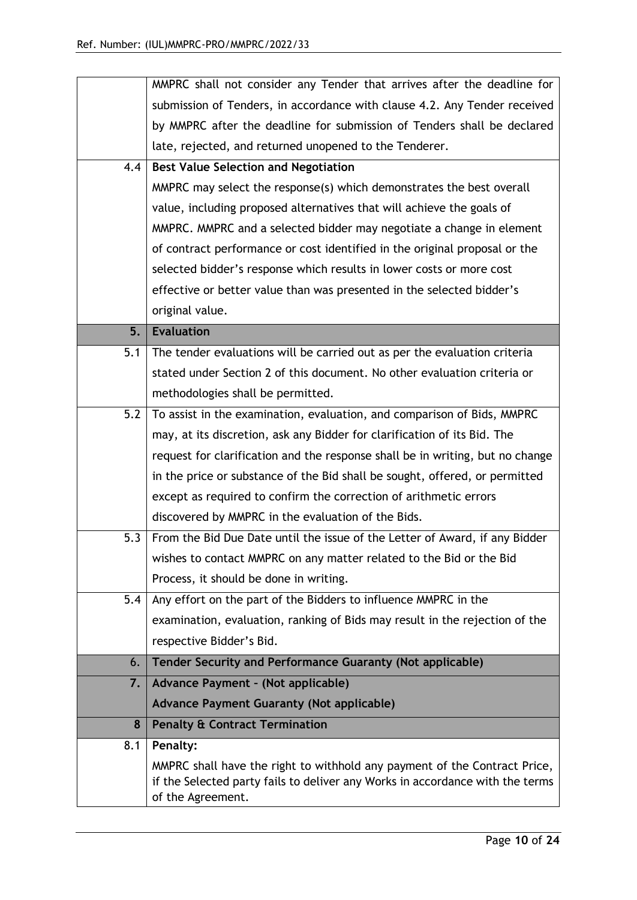|  |  |
| --- | --- |
|  | MMPRC shall not consider any Tender that arrives after the deadline for submission of Tenders, in accordance with clause 4.2. Any Tender received by MMPRC after the deadline for submission of Tenders shall be declared late, rejected, and returned unopened to the Tenderer. |
| 4.4 | **Best Value Selection and Negotiation**<br>MMPRC may select the response(s) which demonstrates the best overall value, including proposed alternatives that will achieve the goals of MMPRC. MMPRC and a selected bidder may negotiate a change in element of contract performance or cost identified in the original proposal or the selected bidder's response which results in lower costs or more cost effective or better value than was presented in the selected bidder's original value. |
| **5.** | **Evaluation** |
| 5.1 | The tender evaluations will be carried out as per the evaluation criteria stated under Section 2 of this document. No other evaluation criteria or methodologies shall be permitted. |
| 5.2 | To assist in the examination, evaluation, and comparison of Bids, MMPRC may, at its discretion, ask any Bidder for clarification of its Bid. The request for clarification and the response shall be in writing, but no change in the price or substance of the Bid shall be sought, offered, or permitted except as required to confirm the correction of arithmetic errors discovered by MMPRC in the evaluation of the Bids. |
| 5.3 | From the Bid Due Date until the issue of the Letter of Award, if any Bidder wishes to contact MMPRC on any matter related to the Bid or the Bid Process, it should be done in writing. |
| 5.4 | Any effort on the part of the Bidders to influence MMPRC in the examination, evaluation, ranking of Bids may result in the rejection of the respective Bidder's Bid. |
| 6. | **Tender Security and Performance Guaranty (Not applicable)** |
| **7.** | **Advance Payment – (Not applicable)**<br>**Advance Payment Guaranty (Not applicable)** |
| **8** | **Penalty & Contract Termination** |
| 8.1 | **Penalty:**<br>MMPRC shall have the right to withhold any payment of the Contract Price, if the Selected party fails to deliver any Works in accordance with the terms of the Agreement. |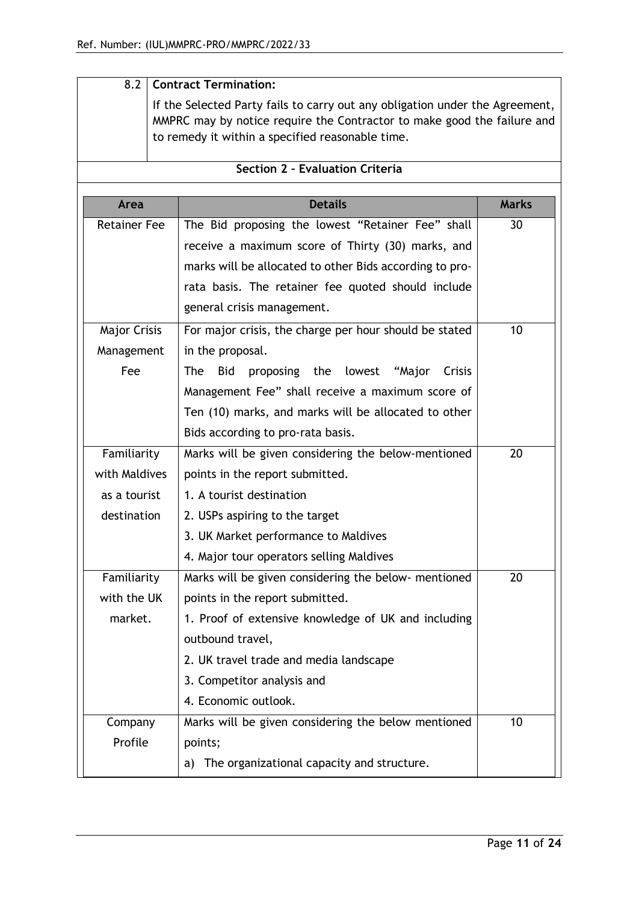| 8.2 | **Contract Termination:** |
|---|---|
| | If the Selected Party fails to carry out any obligation under the Agreement, MMPRC may by notice require the Contractor to make good the failure and to remedy it within a specified reasonable time. |

**Section 2 – Evaluation Criteria**

| Area | Details | Marks |
|---|---|---|
| Retainer Fee | The Bid proposing the lowest "Retainer Fee" shall receive a maximum score of Thirty (30) marks, and marks will be allocated to other Bids according to pro-rata basis. The retainer fee quoted should include general crisis management. | 30 |
| Major Crisis Management Fee | For major crisis, the charge per hour should be stated in the proposal.<br>The Bid proposing the lowest "Major Crisis Management Fee" shall receive a maximum score of Ten (10) marks, and marks will be allocated to other Bids according to pro-rata basis. | 10 |
| Familiarity with Maldives as a tourist destination | Marks will be given considering the below-mentioned points in the report submitted.<br>1. A tourist destination<br>2. USPs aspiring to the target<br>3. UK Market performance to Maldives<br>4. Major tour operators selling Maldives | 20 |
| Familiarity with the UK market. | Marks will be given considering the below- mentioned points in the report submitted.<br>1. Proof of extensive knowledge of UK and including outbound travel,<br>2. UK travel trade and media landscape<br>3. Competitor analysis and<br>4. Economic outlook. | 20 |
| Company Profile | Marks will be given considering the below mentioned points;<br>a) The organizational capacity and structure. | 10 |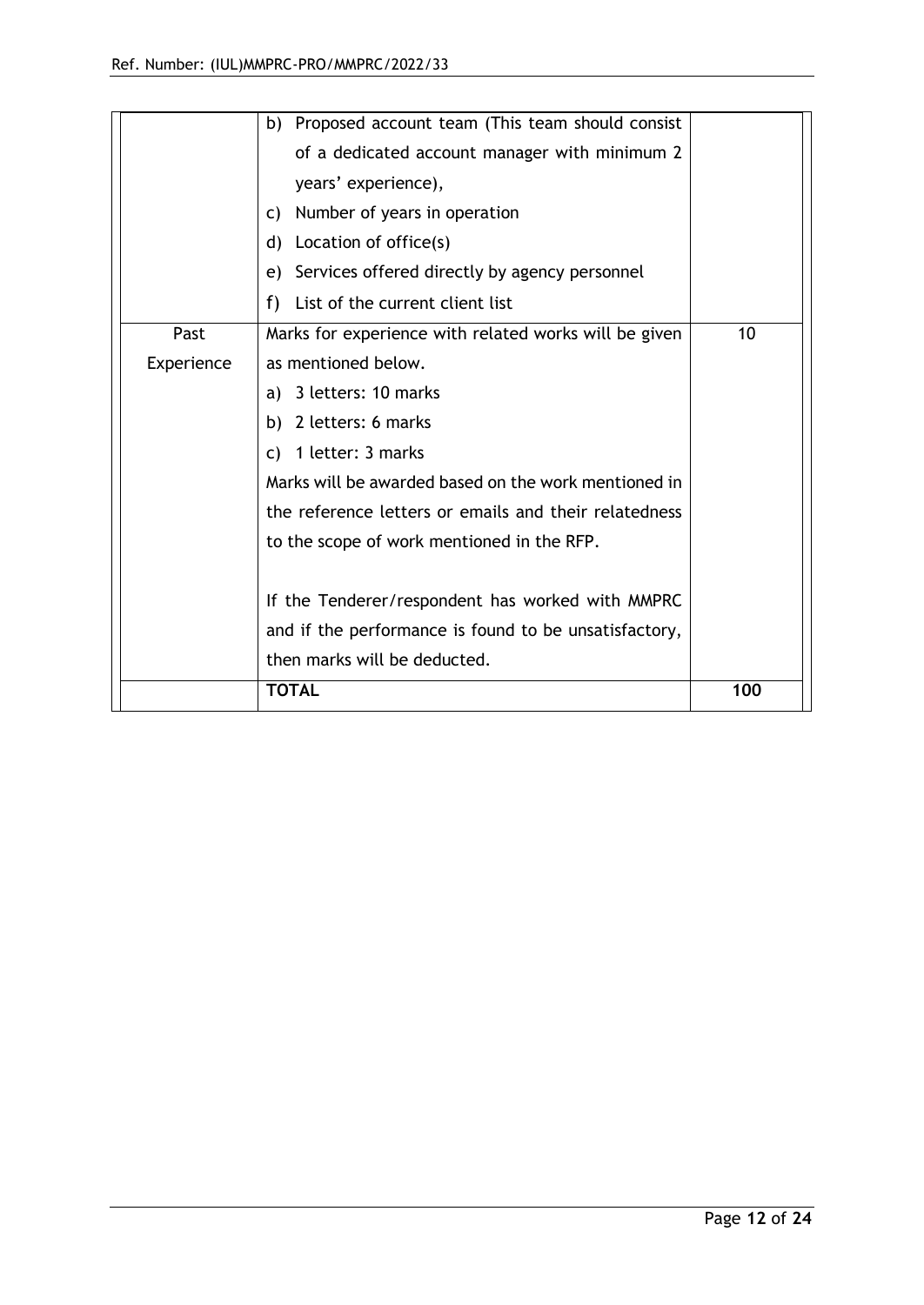| | | |
|---|---|---|
| | b) Proposed account team (This team should consist of a dedicated account manager with minimum 2 years' experience),<br>c) Number of years in operation<br>d) Location of office(s)<br>e) Services offered directly by agency personnel<br>f) List of the current client list | |
| Past Experience | Marks for experience with related works will be given as mentioned below.<br>a) 3 letters: 10 marks<br>b) 2 letters: 6 marks<br>c) 1 letter: 3 marks<br>Marks will be awarded based on the work mentioned in the reference letters or emails and their relatedness to the scope of work mentioned in the RFP.<br><br>If the Tenderer/respondent has worked with MMPRC and if the performance is found to be unsatisfactory, then marks will be deducted. | 10 |
| | **TOTAL** | **100** |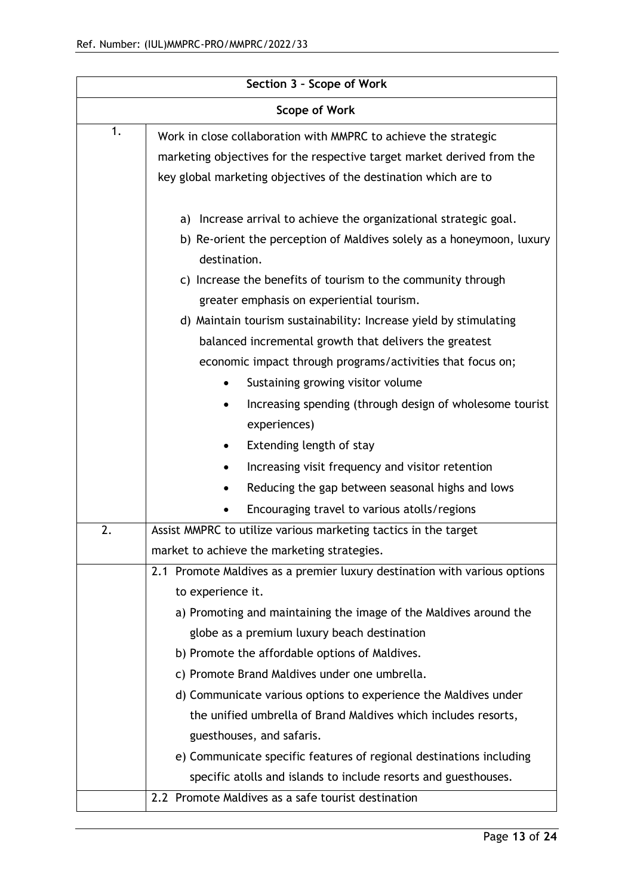| Section 3 – Scope of Work | |
|---|---|
| **Scope of Work** | |
| 1. | Work in close collaboration with MMPRC to achieve the strategic marketing objectives for the respective target market derived from the key global marketing objectives of the destination which are to<br><br>a) Increase arrival to achieve the organizational strategic goal.<br>b) Re-orient the perception of Maldives solely as a honeymoon, luxury destination.<br>c) Increase the benefits of tourism to the community through greater emphasis on experiential tourism.<br>d) Maintain tourism sustainability: Increase yield by stimulating balanced incremental growth that delivers the greatest economic impact through programs/activities that focus on;<br>• Sustaining growing visitor volume<br>• Increasing spending (through design of wholesome tourist experiences)<br>• Extending length of stay<br>• Increasing visit frequency and visitor retention<br>• Reducing the gap between seasonal highs and lows<br>• Encouraging travel to various atolls/regions |
| 2. | Assist MMPRC to utilize various marketing tactics in the target market to achieve the marketing strategies. |
| | 2.1 Promote Maldives as a premier luxury destination with various options to experience it.<br>a) Promoting and maintaining the image of the Maldives around the globe as a premium luxury beach destination<br>b) Promote the affordable options of Maldives.<br>c) Promote Brand Maldives under one umbrella.<br>d) Communicate various options to experience the Maldives under the unified umbrella of Brand Maldives which includes resorts, guesthouses, and safaris.<br>e) Communicate specific features of regional destinations including specific atolls and islands to include resorts and guesthouses. |
| | 2.2 Promote Maldives as a safe tourist destination |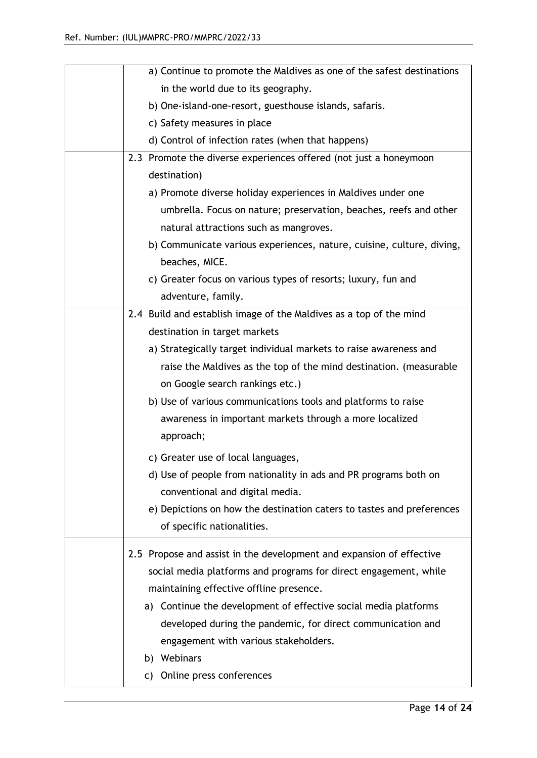| | |
|---|---|
| | a) Continue to promote the Maldives as one of the safest destinations in the world due to its geography.<br>b) One-island-one-resort, guesthouse islands, safaris.<br>c) Safety measures in place<br>d) Control of infection rates (when that happens) |
| | 2.3 Promote the diverse experiences offered (not just a honeymoon destination)<br>a) Promote diverse holiday experiences in Maldives under one umbrella. Focus on nature; preservation, beaches, reefs and other natural attractions such as mangroves.<br>b) Communicate various experiences, nature, cuisine, culture, diving, beaches, MICE.<br>c) Greater focus on various types of resorts; luxury, fun and adventure, family. |
| | 2.4 Build and establish image of the Maldives as a top of the mind destination in target markets<br>a) Strategically target individual markets to raise awareness and raise the Maldives as the top of the mind destination. (measurable on Google search rankings etc.)<br>b) Use of various communications tools and platforms to raise awareness in important markets through a more localized approach;<br>c) Greater use of local languages,<br>d) Use of people from nationality in ads and PR programs both on conventional and digital media.<br>e) Depictions on how the destination caters to tastes and preferences of specific nationalities. |
| | 2.5 Propose and assist in the development and expansion of effective social media platforms and programs for direct engagement, while maintaining effective offline presence.<br>a) Continue the development of effective social media platforms developed during the pandemic, for direct communication and engagement with various stakeholders.<br>b) Webinars<br>c) Online press conferences |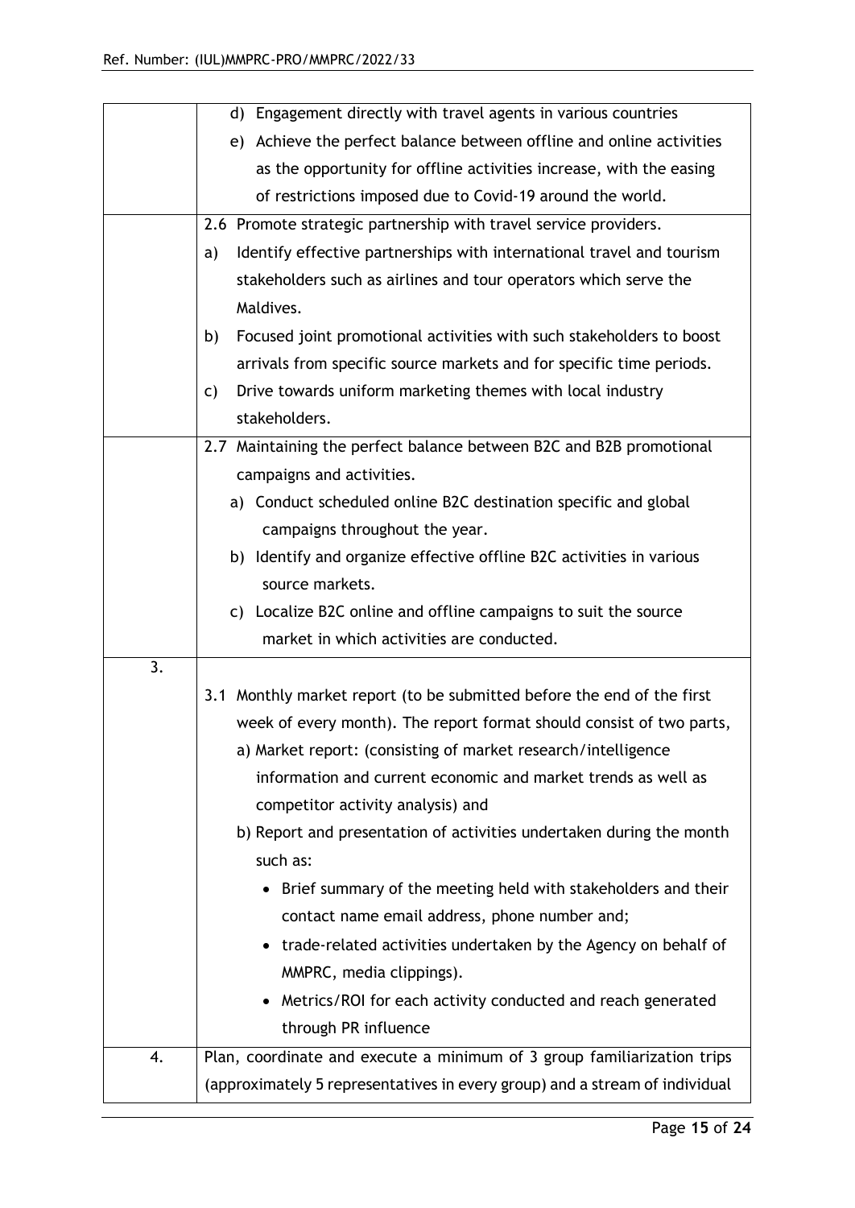| | |
|---|---|
| | d) Engagement directly with travel agents in various countries<br>e) Achieve the perfect balance between offline and online activities as the opportunity for offline activities increase, with the easing of restrictions imposed due to Covid-19 around the world. |
| | 2.6 Promote strategic partnership with travel service providers.<br>a) Identify effective partnerships with international travel and tourism stakeholders such as airlines and tour operators which serve the Maldives.<br>b) Focused joint promotional activities with such stakeholders to boost arrivals from specific source markets and for specific time periods.<br>c) Drive towards uniform marketing themes with local industry stakeholders. |
| | 2.7 Maintaining the perfect balance between B2C and B2B promotional campaigns and activities.<br>a) Conduct scheduled online B2C destination specific and global campaigns throughout the year.<br>b) Identify and organize effective offline B2C activities in various source markets.<br>c) Localize B2C online and offline campaigns to suit the source market in which activities are conducted. |
| 3. | 3.1 Monthly market report (to be submitted before the end of the first week of every month). The report format should consist of two parts,<br>a) Market report: (consisting of market research/intelligence information and current economic and market trends as well as competitor activity analysis) and<br>b) Report and presentation of activities undertaken during the month such as:<br>• Brief summary of the meeting held with stakeholders and their contact name email address, phone number and;<br>• trade-related activities undertaken by the Agency on behalf of MMPRC, media clippings).<br>• Metrics/ROI for each activity conducted and reach generated through PR influence |
| 4. | Plan, coordinate and execute a minimum of 3 group familiarization trips (approximately 5 representatives in every group) and a stream of individual |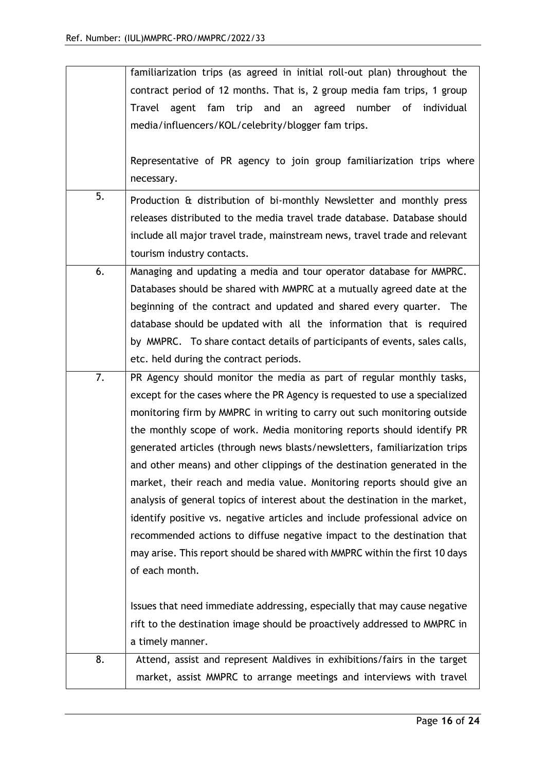| | |
|---|---|
| | familiarization trips (as agreed in initial roll-out plan) throughout the contract period of 12 months. That is, 2 group media fam trips, 1 group Travel agent fam trip and an agreed number of individual media/influencers/KOL/celebrity/blogger fam trips.<br><br>Representative of PR agency to join group familiarization trips where necessary. |
| 5. | Production & distribution of bi-monthly Newsletter and monthly press releases distributed to the media travel trade database. Database should include all major travel trade, mainstream news, travel trade and relevant tourism industry contacts. |
| 6. | Managing and updating a media and tour operator database for MMPRC. Databases should be shared with MMPRC at a mutually agreed date at the beginning of the contract and updated and shared every quarter. The database should be updated with all the information that is required by MMPRC. To share contact details of participants of events, sales calls, etc. held during the contract periods. |
| 7. | PR Agency should monitor the media as part of regular monthly tasks, except for the cases where the PR Agency is requested to use a specialized monitoring firm by MMPRC in writing to carry out such monitoring outside the monthly scope of work. Media monitoring reports should identify PR generated articles (through news blasts/newsletters, familiarization trips and other means) and other clippings of the destination generated in the market, their reach and media value. Monitoring reports should give an analysis of general topics of interest about the destination in the market, identify positive vs. negative articles and include professional advice on recommended actions to diffuse negative impact to the destination that may arise. This report should be shared with MMPRC within the first 10 days of each month.<br><br>Issues that need immediate addressing, especially that may cause negative rift to the destination image should be proactively addressed to MMPRC in a timely manner. |
| 8. | Attend, assist and represent Maldives in exhibitions/fairs in the target market, assist MMPRC to arrange meetings and interviews with travel |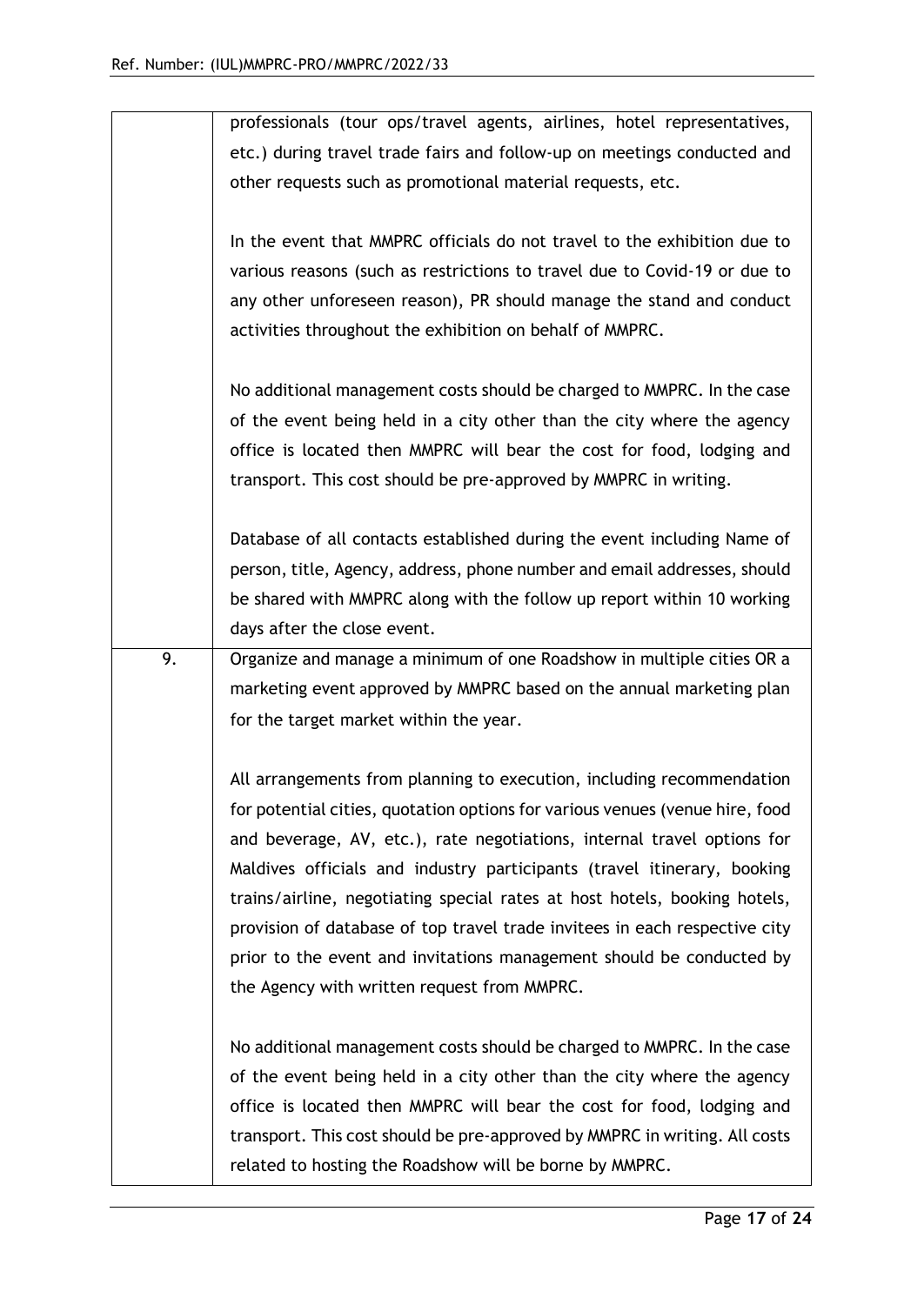| | |
|---|---|
| | professionals (tour ops/travel agents, airlines, hotel representatives, etc.) during travel trade fairs and follow-up on meetings conducted and other requests such as promotional material requests, etc.<br><br>In the event that MMPRC officials do not travel to the exhibition due to various reasons (such as restrictions to travel due to Covid-19 or due to any other unforeseen reason), PR should manage the stand and conduct activities throughout the exhibition on behalf of MMPRC.<br><br>No additional management costs should be charged to MMPRC. In the case of the event being held in a city other than the city where the agency office is located then MMPRC will bear the cost for food, lodging and transport. This cost should be pre-approved by MMPRC in writing.<br><br>Database of all contacts established during the event including Name of person, title, Agency, address, phone number and email addresses, should be shared with MMPRC along with the follow up report within 10 working days after the close event. |
| 9. | Organize and manage a minimum of one Roadshow in multiple cities OR a marketing event approved by MMPRC based on the annual marketing plan for the target market within the year.<br><br>All arrangements from planning to execution, including recommendation for potential cities, quotation options for various venues (venue hire, food and beverage, AV, etc.), rate negotiations, internal travel options for Maldives officials and industry participants (travel itinerary, booking trains/airline, negotiating special rates at host hotels, booking hotels, provision of database of top travel trade invitees in each respective city prior to the event and invitations management should be conducted by the Agency with written request from MMPRC.<br><br>No additional management costs should be charged to MMPRC. In the case of the event being held in a city other than the city where the agency office is located then MMPRC will bear the cost for food, lodging and transport. This cost should be pre-approved by MMPRC in writing. All costs related to hosting the Roadshow will be borne by MMPRC. |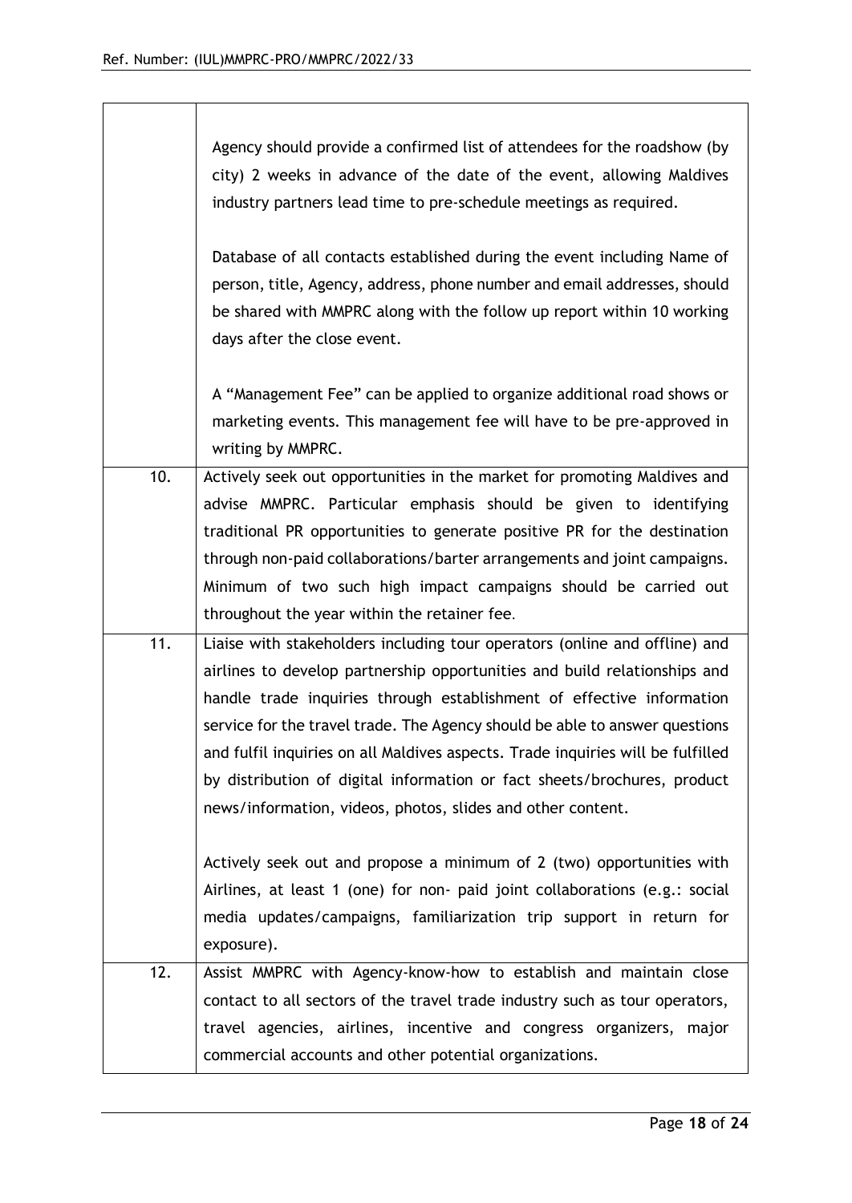| | |
|---|---|
| | Agency should provide a confirmed list of attendees for the roadshow (by city) 2 weeks in advance of the date of the event, allowing Maldives industry partners lead time to pre-schedule meetings as required.<br><br>Database of all contacts established during the event including Name of person, title, Agency, address, phone number and email addresses, should be shared with MMPRC along with the follow up report within 10 working days after the close event.<br><br>A "Management Fee" can be applied to organize additional road shows or marketing events. This management fee will have to be pre-approved in writing by MMPRC. |
| 10. | Actively seek out opportunities in the market for promoting Maldives and advise MMPRC. Particular emphasis should be given to identifying traditional PR opportunities to generate positive PR for the destination through non-paid collaborations/barter arrangements and joint campaigns. Minimum of two such high impact campaigns should be carried out throughout the year within the retainer fee. |
| 11. | Liaise with stakeholders including tour operators (online and offline) and airlines to develop partnership opportunities and build relationships and handle trade inquiries through establishment of effective information service for the travel trade. The Agency should be able to answer questions and fulfil inquiries on all Maldives aspects. Trade inquiries will be fulfilled by distribution of digital information or fact sheets/brochures, product news/information, videos, photos, slides and other content.<br><br>Actively seek out and propose a minimum of 2 (two) opportunities with Airlines, at least 1 (one) for non- paid joint collaborations (e.g.: social media updates/campaigns, familiarization trip support in return for exposure). |
| 12. | Assist MMPRC with Agency-know-how to establish and maintain close contact to all sectors of the travel trade industry such as tour operators, travel agencies, airlines, incentive and congress organizers, major commercial accounts and other potential organizations. |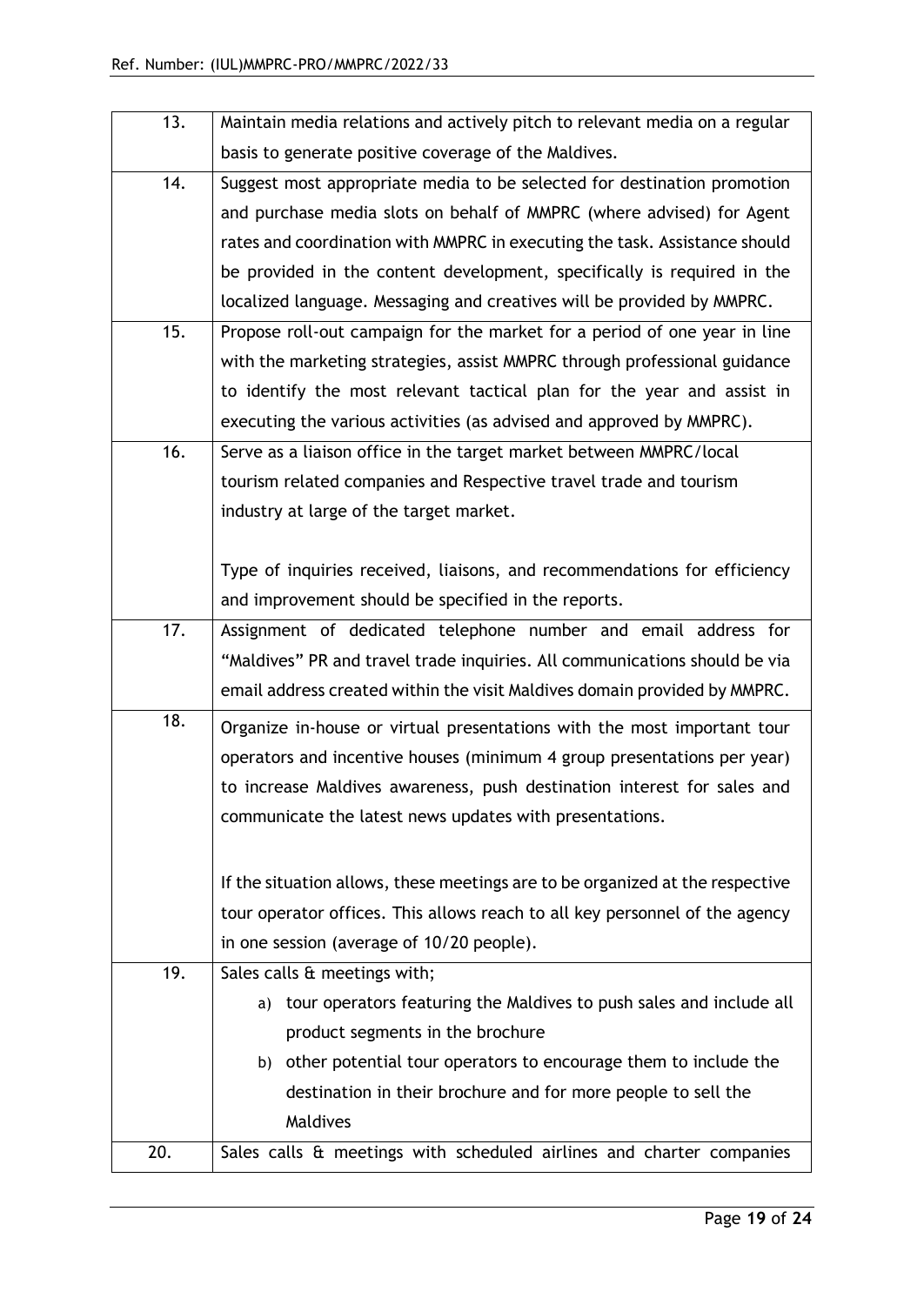| | |
|---|---|
| 13. | Maintain media relations and actively pitch to relevant media on a regular basis to generate positive coverage of the Maldives. |
| 14. | Suggest most appropriate media to be selected for destination promotion and purchase media slots on behalf of MMPRC (where advised) for Agent rates and coordination with MMPRC in executing the task. Assistance should be provided in the content development, specifically is required in the localized language. Messaging and creatives will be provided by MMPRC. |
| 15. | Propose roll-out campaign for the market for a period of one year in line with the marketing strategies, assist MMPRC through professional guidance to identify the most relevant tactical plan for the year and assist in executing the various activities (as advised and approved by MMPRC). |
| 16. | Serve as a liaison office in the target market between MMPRC/local tourism related companies and Respective travel trade and tourism industry at large of the target market.<br><br>Type of inquiries received, liaisons, and recommendations for efficiency and improvement should be specified in the reports. |
| 17. | Assignment of dedicated telephone number and email address for "Maldives" PR and travel trade inquiries. All communications should be via email address created within the visit Maldives domain provided by MMPRC. |
| 18. | Organize in-house or virtual presentations with the most important tour operators and incentive houses (minimum 4 group presentations per year) to increase Maldives awareness, push destination interest for sales and communicate the latest news updates with presentations.<br><br>If the situation allows, these meetings are to be organized at the respective tour operator offices. This allows reach to all key personnel of the agency in one session (average of 10/20 people). |
| 19. | Sales calls & meetings with;<br>a) tour operators featuring the Maldives to push sales and include all product segments in the brochure<br>b) other potential tour operators to encourage them to include the destination in their brochure and for more people to sell the Maldives |
| 20. | Sales calls & meetings with scheduled airlines and charter companies |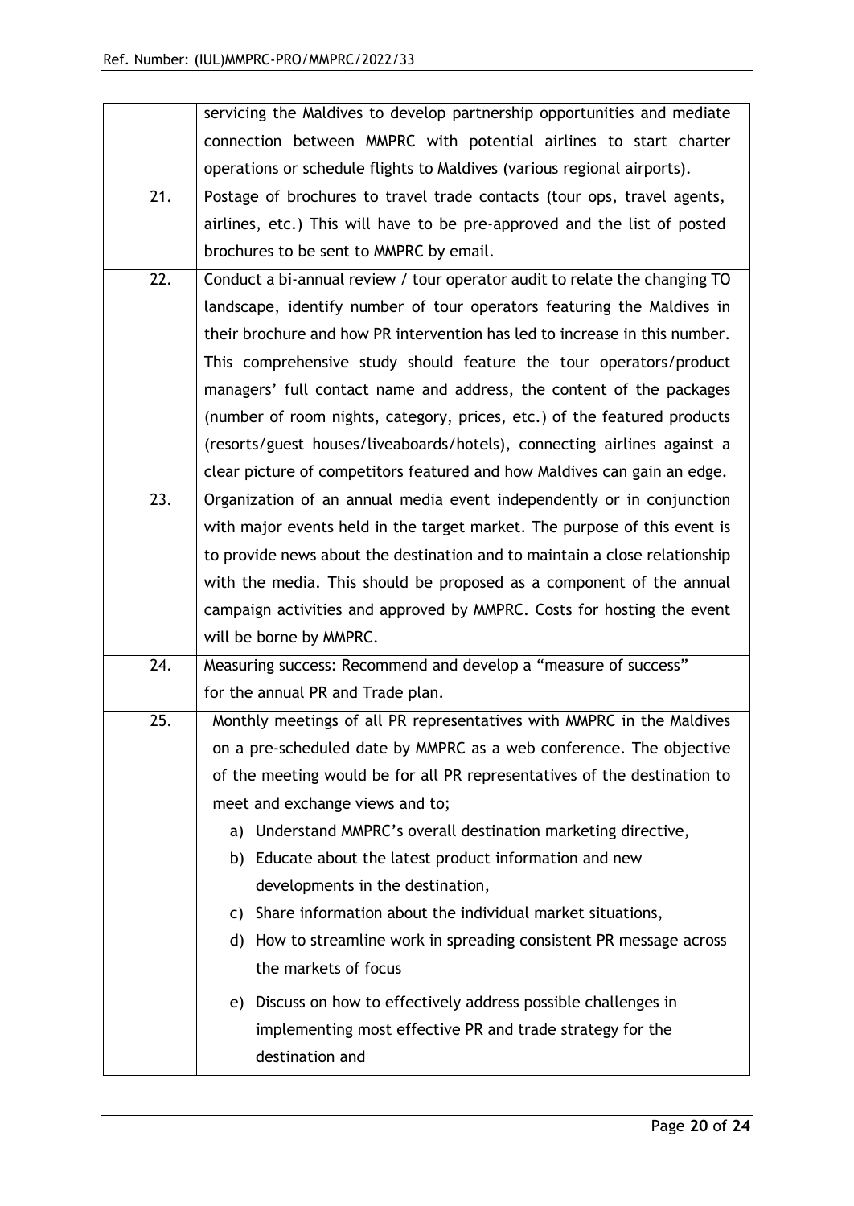| | |
|---|---|
| | servicing the Maldives to develop partnership opportunities and mediate connection between MMPRC with potential airlines to start charter operations or schedule flights to Maldives (various regional airports). |
| 21. | Postage of brochures to travel trade contacts (tour ops, travel agents, airlines, etc.) This will have to be pre-approved and the list of posted brochures to be sent to MMPRC by email. |
| 22. | Conduct a bi-annual review / tour operator audit to relate the changing TO landscape, identify number of tour operators featuring the Maldives in their brochure and how PR intervention has led to increase in this number. This comprehensive study should feature the tour operators/product managers' full contact name and address, the content of the packages (number of room nights, category, prices, etc.) of the featured products (resorts/guest houses/liveaboards/hotels), connecting airlines against a clear picture of competitors featured and how Maldives can gain an edge. |
| 23. | Organization of an annual media event independently or in conjunction with major events held in the target market. The purpose of this event is to provide news about the destination and to maintain a close relationship with the media. This should be proposed as a component of the annual campaign activities and approved by MMPRC. Costs for hosting the event will be borne by MMPRC. |
| 24. | Measuring success: Recommend and develop a "measure of success" for the annual PR and Trade plan. |
| 25. | Monthly meetings of all PR representatives with MMPRC in the Maldives on a pre-scheduled date by MMPRC as a web conference. The objective of the meeting would be for all PR representatives of the destination to meet and exchange views and to;<br>a) Understand MMPRC's overall destination marketing directive,<br>b) Educate about the latest product information and new developments in the destination,<br>c) Share information about the individual market situations,<br>d) How to streamline work in spreading consistent PR message across the markets of focus<br>e) Discuss on how to effectively address possible challenges in implementing most effective PR and trade strategy for the destination and |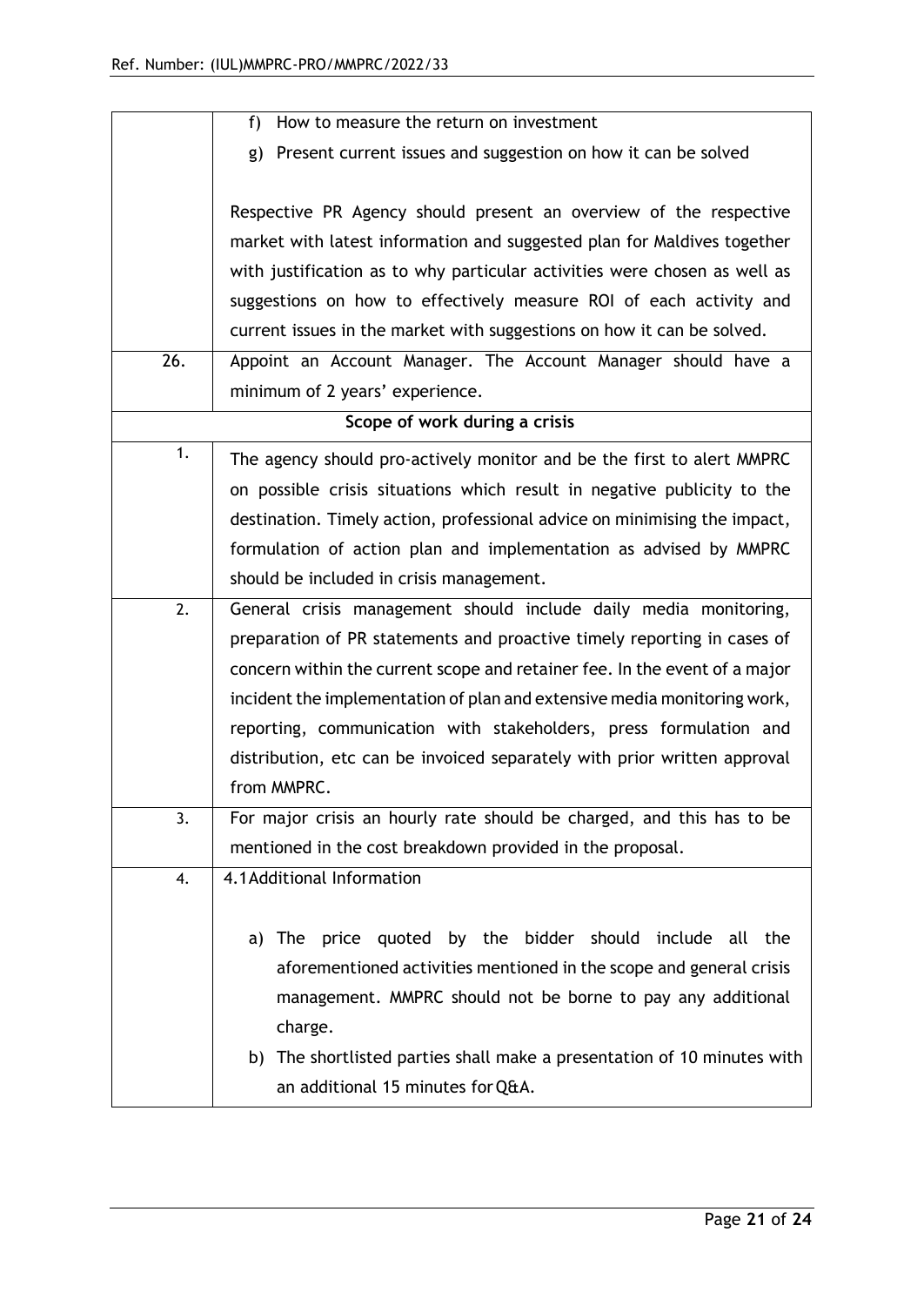| | |
|---|---|
| | f) How to measure the return on investment<br>g) Present current issues and suggestion on how it can be solved<br><br>Respective PR Agency should present an overview of the respective market with latest information and suggested plan for Maldives together with justification as to why particular activities were chosen as well as suggestions on how to effectively measure ROI of each activity and current issues in the market with suggestions on how it can be solved. |
| 26. | Appoint an Account Manager. The Account Manager should have a minimum of 2 years' experience. |
| **Scope of work during a crisis** | |
| 1. | The agency should pro-actively monitor and be the first to alert MMPRC on possible crisis situations which result in negative publicity to the destination. Timely action, professional advice on minimising the impact, formulation of action plan and implementation as advised by MMPRC should be included in crisis management. |
| 2. | General crisis management should include daily media monitoring, preparation of PR statements and proactive timely reporting in cases of concern within the current scope and retainer fee. In the event of a major incident the implementation of plan and extensive media monitoring work, reporting, communication with stakeholders, press formulation and distribution, etc can be invoiced separately with prior written approval from MMPRC. |
| 3. | For major crisis an hourly rate should be charged, and this has to be mentioned in the cost breakdown provided in the proposal. |
| 4. | 4.1 Additional Information<br><br>a) The price quoted by the bidder should include all the aforementioned activities mentioned in the scope and general crisis management. MMPRC should not be borne to pay any additional charge.<br>b) The shortlisted parties shall make a presentation of 10 minutes with an additional 15 minutes for Q&A. |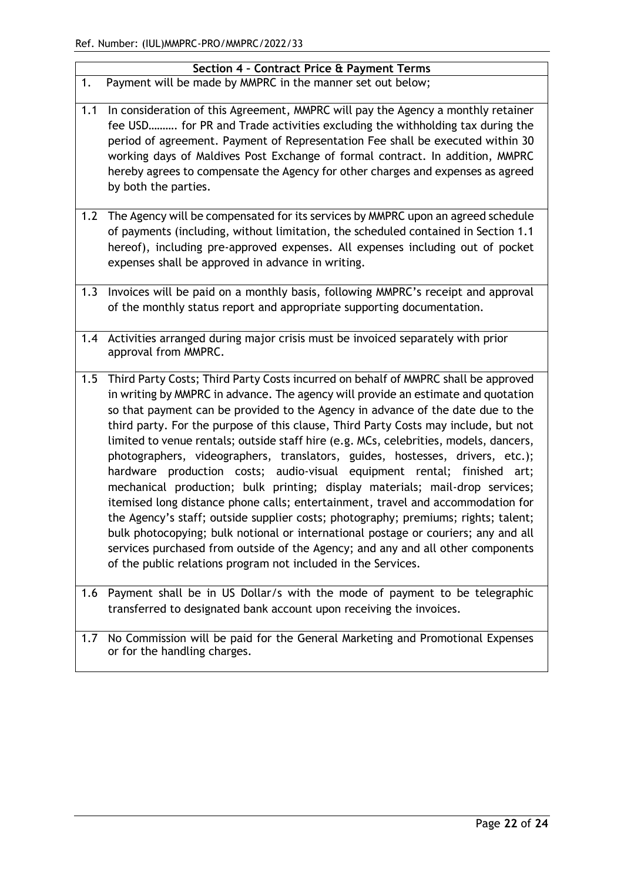## Section 4 – Contract Price & Payment Terms

1. Payment will be made by MMPRC in the manner set out below;

1.1 In consideration of this Agreement, MMPRC will pay the Agency a monthly retainer fee USD………. for PR and Trade activities excluding the withholding tax during the period of agreement. Payment of Representation Fee shall be executed within 30 working days of Maldives Post Exchange of formal contract. In addition, MMPRC hereby agrees to compensate the Agency for other charges and expenses as agreed by both the parties.

1.2 The Agency will be compensated for its services by MMPRC upon an agreed schedule of payments (including, without limitation, the scheduled contained in Section 1.1 hereof), including pre-approved expenses. All expenses including out of pocket expenses shall be approved in advance in writing.

1.3 Invoices will be paid on a monthly basis, following MMPRC's receipt and approval of the monthly status report and appropriate supporting documentation.

1.4 Activities arranged during major crisis must be invoiced separately with prior approval from MMPRC.

1.5 Third Party Costs; Third Party Costs incurred on behalf of MMPRC shall be approved in writing by MMPRC in advance. The agency will provide an estimate and quotation so that payment can be provided to the Agency in advance of the date due to the third party. For the purpose of this clause, Third Party Costs may include, but not limited to venue rentals; outside staff hire (e.g. MCs, celebrities, models, dancers, photographers, videographers, translators, guides, hostesses, drivers, etc.); hardware production costs; audio-visual equipment rental; finished art; mechanical production; bulk printing; display materials; mail-drop services; itemised long distance phone calls; entertainment, travel and accommodation for the Agency's staff; outside supplier costs; photography; premiums; rights; talent; bulk photocopying; bulk notional or international postage or couriers; any and all services purchased from outside of the Agency; and any and all other components of the public relations program not included in the Services.

1.6 Payment shall be in US Dollar/s with the mode of payment to be telegraphic transferred to designated bank account upon receiving the invoices.

1.7 No Commission will be paid for the General Marketing and Promotional Expenses or for the handling charges.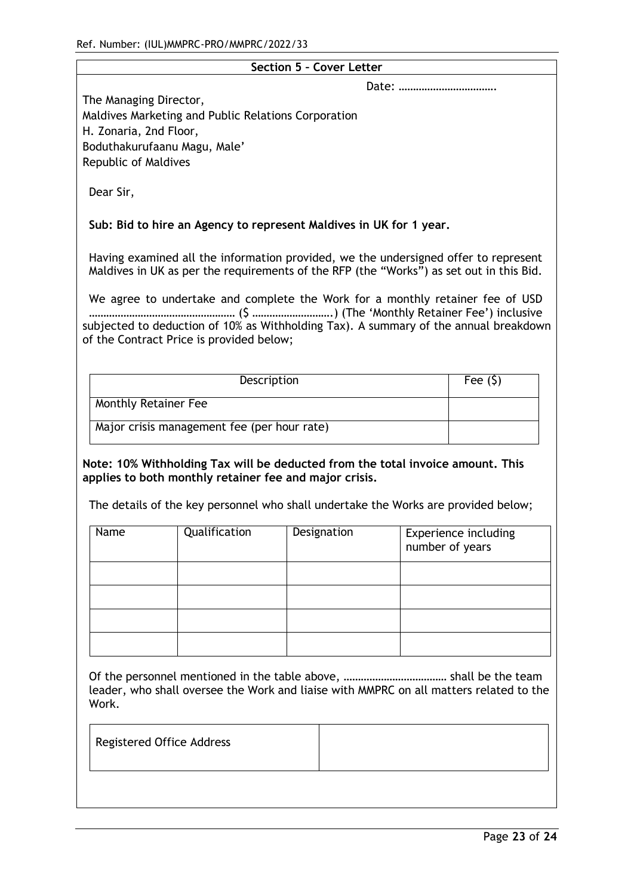## Section 5 – Cover Letter

Date: …………………………….

The Managing Director,
Maldives Marketing and Public Relations Corporation
H. Zonaria, 2nd Floor,
Boduthakurufaanu Magu, Male'
Republic of Maldives

Dear Sir,

**Sub: Bid to hire an Agency to represent Maldives in UK for 1 year.**

Having examined all the information provided, we the undersigned offer to represent Maldives in UK as per the requirements of the RFP (the "Works") as set out in this Bid.

We agree to undertake and complete the Work for a monthly retainer fee of USD …………………………………………… ($ ……………………….) (The 'Monthly Retainer Fee') inclusive subjected to deduction of 10% as Withholding Tax). A summary of the annual breakdown of the Contract Price is provided below;

| Description | Fee ($) |
|---|---|
| Monthly Retainer Fee | |
| Major crisis management fee (per hour rate) | |

**Note: 10% Withholding Tax will be deducted from the total invoice amount. This applies to both monthly retainer fee and major crisis.**

The details of the key personnel who shall undertake the Works are provided below;

| Name | Qualification | Designation | Experience including number of years |
|---|---|---|---|
| | | | |
| | | | |
| | | | |
| | | | |

Of the personnel mentioned in the table above, ……………………………… shall be the team leader, who shall oversee the Work and liaise with MMPRC on all matters related to the Work.

| Registered Office Address | |
|---|---|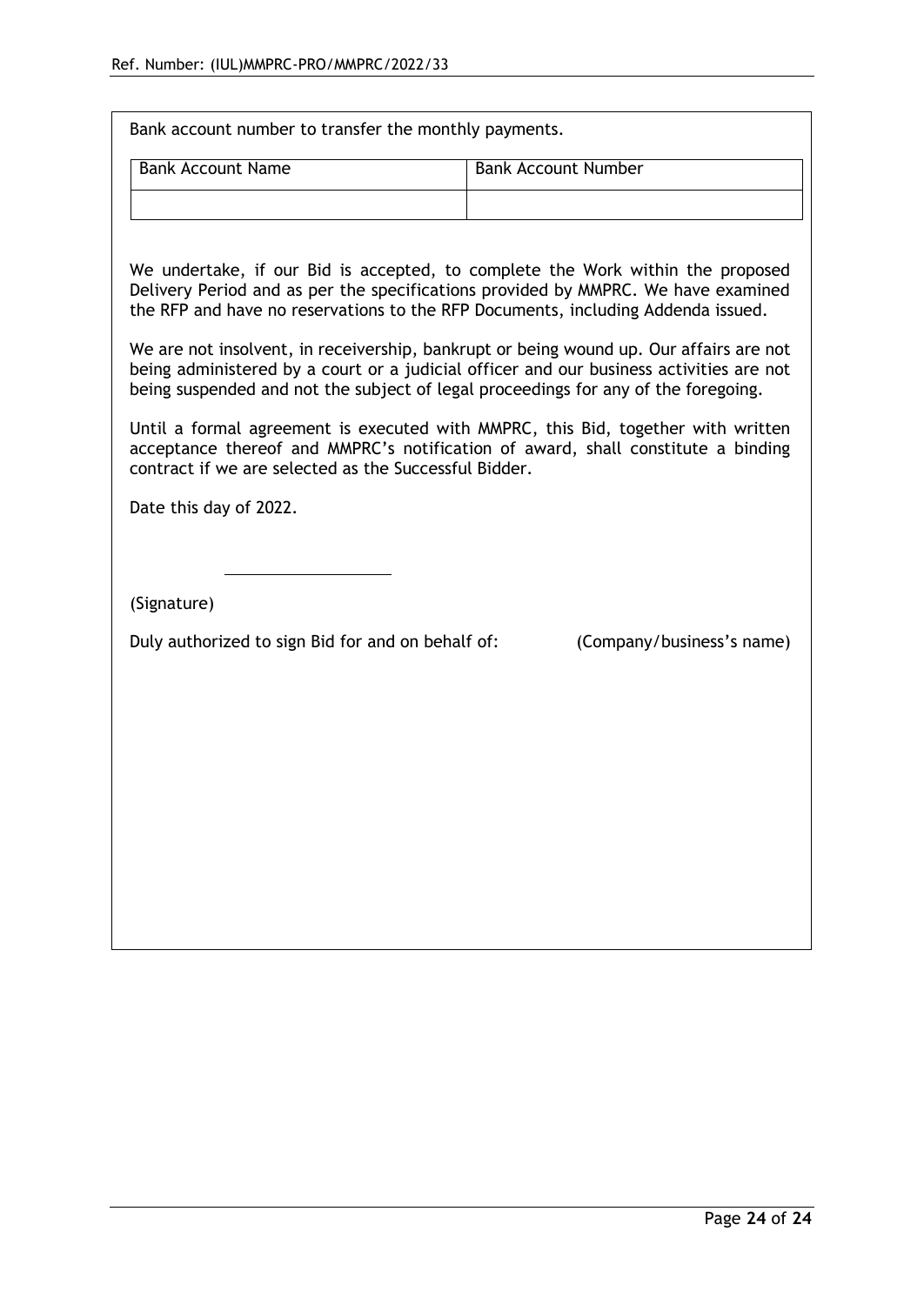Bank account number to transfer the monthly payments.

| Bank Account Name | Bank Account Number |
| --- | --- |
| | |

We undertake, if our Bid is accepted, to complete the Work within the proposed Delivery Period and as per the specifications provided by MMPRC. We have examined the RFP and have no reservations to the RFP Documents, including Addenda issued.

We are not insolvent, in receivership, bankrupt or being wound up. Our affairs are not being administered by a court or a judicial officer and our business activities are not being suspended and not the subject of legal proceedings for any of the foregoing.

Until a formal agreement is executed with MMPRC, this Bid, together with written acceptance thereof and MMPRC's notification of award, shall constitute a binding contract if we are selected as the Successful Bidder.

Date this day of 2022.

\_\_\_\_\_\_\_\_\_\_\_\_\_\_\_\_\_\_\_\_

(Signature)

Duly authorized to sign Bid for and on behalf of: (Company/business's name)